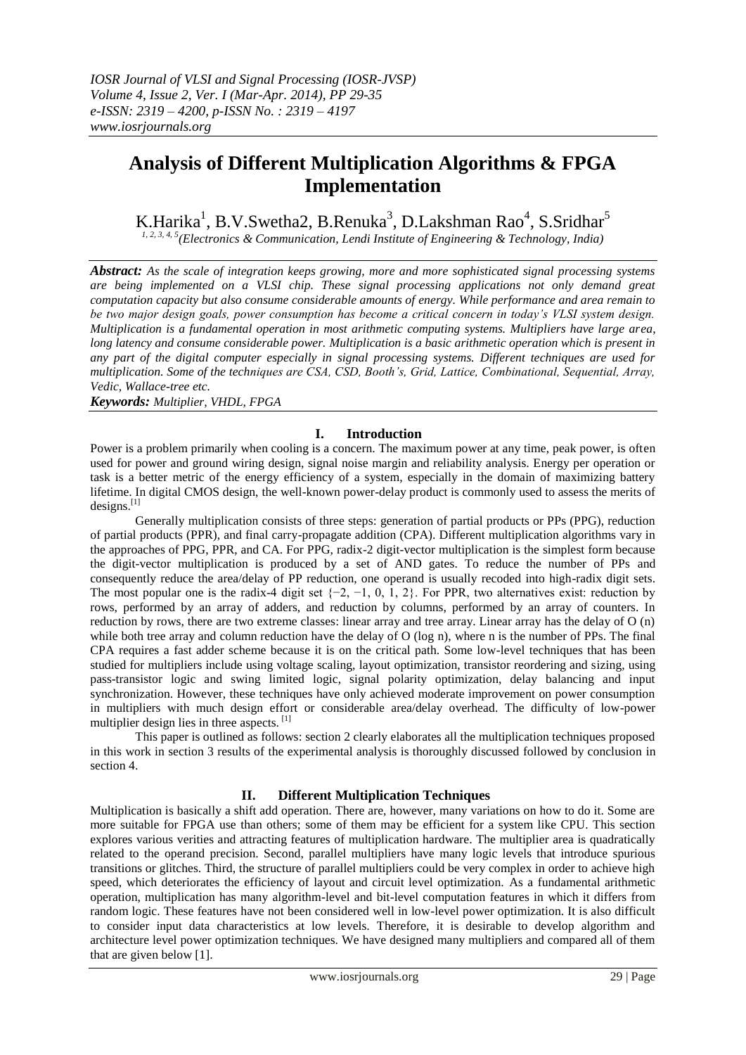*IOSR Journal of VLSI and Signal Processing (IOSR-JVSP)*
*Volume 4, Issue 2, Ver. I (Mar-Apr. 2014), PP 29-35*
*e-ISSN: 2319 – 4200, p-ISSN No. : 2319 – 4197*
*www.iosrjournals.org*

# Analysis of Different Multiplication Algorithms & FPGA Implementation

K.Harika[1], B.V.Swetha2, B.Renuka[3], D.Lakshman Rao[4], S.Sridhar[5]

[1, 2, 3, 4, 5]*(Electronics & Communication, Lendi Institute of Engineering & Technology, India)*

***Abstract:*** *As the scale of integration keeps growing, more and more sophisticated signal processing systems are being implemented on a VLSI chip. These signal processing applications not only demand great computation capacity but also consume considerable amounts of energy. While performance and area remain to be two major design goals, power consumption has become a critical concern in today's VLSI system design. Multiplication is a fundamental operation in most arithmetic computing systems. Multipliers have large area, long latency and consume considerable power. Multiplication is a basic arithmetic operation which is present in any part of the digital computer especially in signal processing systems. Different techniques are used for multiplication. Some of the techniques are CSA, CSD, Booth's, Grid, Lattice, Combinational, Sequential, Array, Vedic, Wallace-tree etc.*

***Keywords:*** *Multiplier, VHDL, FPGA*

## I. Introduction

Power is a problem primarily when cooling is a concern. The maximum power at any time, peak power, is often used for power and ground wiring design, signal noise margin and reliability analysis. Energy per operation or task is a better metric of the energy efficiency of a system, especially in the domain of maximizing battery lifetime. In digital CMOS design, the well-known power-delay product is commonly used to assess the merits of designs.[1]

Generally multiplication consists of three steps: generation of partial products or PPs (PPG), reduction of partial products (PPR), and final carry-propagate addition (CPA). Different multiplication algorithms vary in the approaches of PPG, PPR, and CA. For PPG, radix-2 digit-vector multiplication is the simplest form because the digit-vector multiplication is produced by a set of AND gates. To reduce the number of PPs and consequently reduce the area/delay of PP reduction, one operand is usually recoded into high-radix digit sets. The most popular one is the radix-4 digit set $\{-2, -1, 0, 1, 2\}$. For PPR, two alternatives exist: reduction by rows, performed by an array of adders, and reduction by columns, performed by an array of counters. In reduction by rows, there are two extreme classes: linear array and tree array. Linear array has the delay of $O(n)$ while both tree array and column reduction have the delay of $O(\log n)$, where n is the number of PPs. The final CPA requires a fast adder scheme because it is on the critical path. Some low-level techniques that has been studied for multipliers include using voltage scaling, layout optimization, transistor reordering and sizing, using pass-transistor logic and swing limited logic, signal polarity optimization, delay balancing and input synchronization. However, these techniques have only achieved moderate improvement on power consumption in multipliers with much design effort or considerable area/delay overhead. The difficulty of low-power multiplier design lies in three aspects. [1]

This paper is outlined as follows: section 2 clearly elaborates all the multiplication techniques proposed in this work in section 3 results of the experimental analysis is thoroughly discussed followed by conclusion in section 4.

## II. Different Multiplication Techniques

Multiplication is basically a shift add operation. There are, however, many variations on how to do it. Some are more suitable for FPGA use than others; some of them may be efficient for a system like CPU. This section explores various verities and attracting features of multiplication hardware. The multiplier area is quadratically related to the operand precision. Second, parallel multipliers have many logic levels that introduce spurious transitions or glitches. Third, the structure of parallel multipliers could be very complex in order to achieve high speed, which deteriorates the efficiency of layout and circuit level optimization. As a fundamental arithmetic operation, multiplication has many algorithm-level and bit-level computation features in which it differs from random logic. These features have not been considered well in low-level power optimization. It is also difficult to consider input data characteristics at low levels. Therefore, it is desirable to develop algorithm and architecture level power optimization techniques. We have designed many multipliers and compared all of them that are given below [1].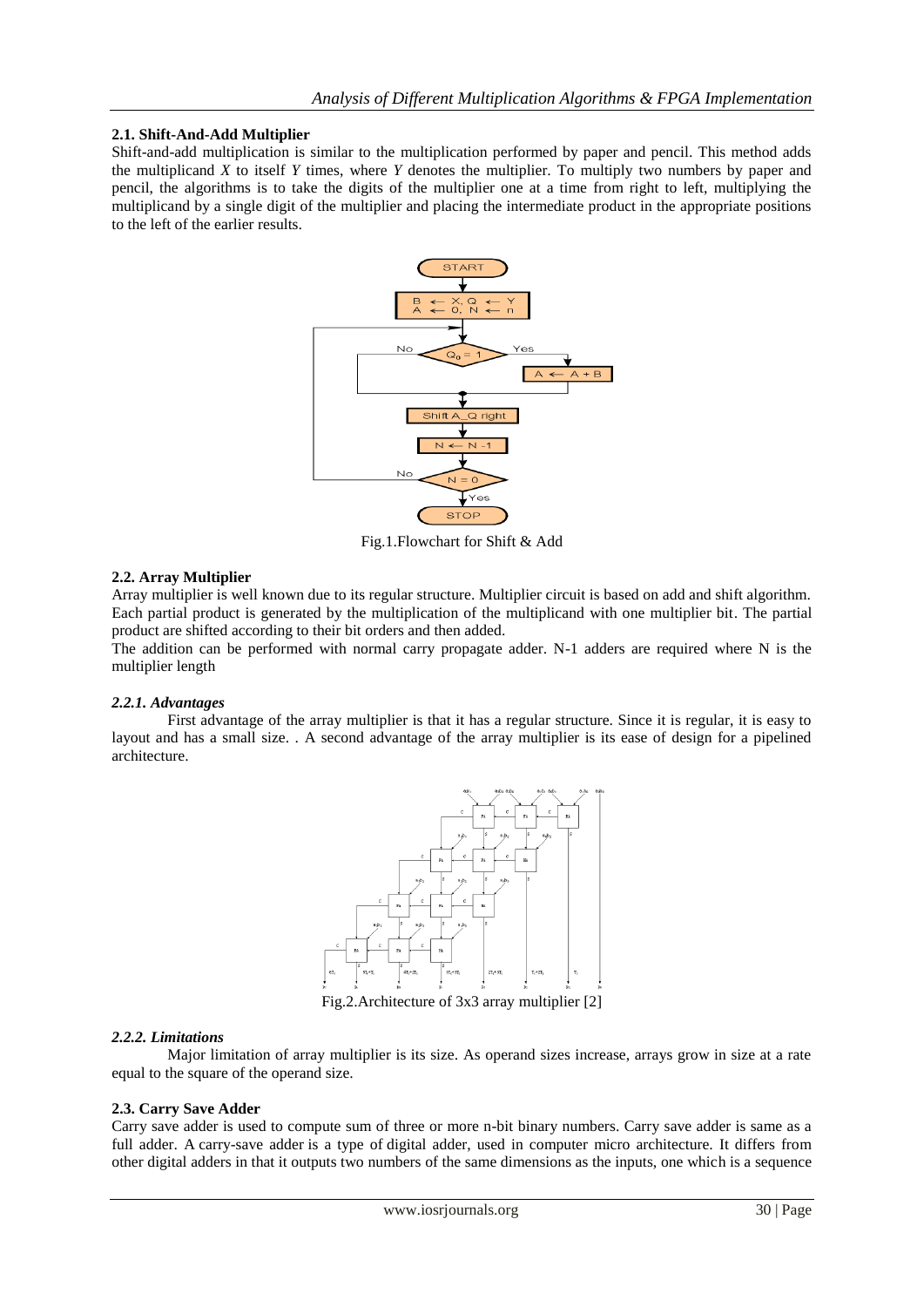### 2.1. Shift-And-Add Multiplier

Shift-and-add multiplication is similar to the multiplication performed by paper and pencil. This method adds the multiplicand *X* to itself *Y* times, where *Y* denotes the multiplier. To multiply two numbers by paper and pencil, the algorithms is to take the digits of the multiplier one at a time from right to left, multiplying the multiplicand by a single digit of the multiplier and placing the intermediate product in the appropriate positions to the left of the earlier results.

Fig.1.Flowchart for Shift & Add

### 2.2. Array Multiplier

Array multiplier is well known due to its regular structure. Multiplier circuit is based on add and shift algorithm. Each partial product is generated by the multiplication of the multiplicand with one multiplier bit. The partial product are shifted according to their bit orders and then added.

The addition can be performed with normal carry propagate adder. N-1 adders are required where N is the multiplier length

#### *2.2.1. Advantages*

First advantage of the array multiplier is that it has a regular structure. Since it is regular, it is easy to layout and has a small size. . A second advantage of the array multiplier is its ease of design for a pipelined architecture.

Fig.2.Architecture of 3x3 array multiplier [2]

#### *2.2.2. Limitations*

Major limitation of array multiplier is its size. As operand sizes increase, arrays grow in size at a rate equal to the square of the operand size.

### 2.3. Carry Save Adder

Carry save adder is used to compute sum of three or more n-bit binary numbers. Carry save adder is same as a full adder. A carry-save adder is a type of digital adder, used in computer micro architecture. It differs from other digital adders in that it outputs two numbers of the same dimensions as the inputs, one which is a sequence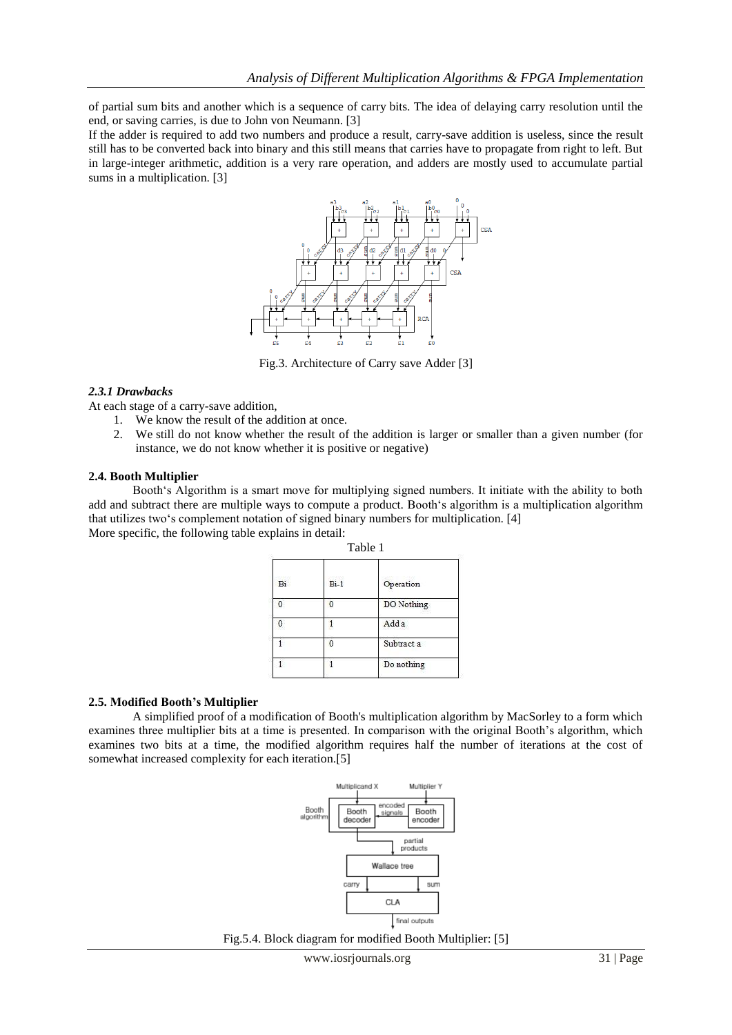of partial sum bits and another which is a sequence of carry bits. The idea of delaying carry resolution until the end, or saving carries, is due to John von Neumann. [3]

If the adder is required to add two numbers and produce a result, carry-save addition is useless, since the result still has to be converted back into binary and this still means that carries have to propagate from right to left. But in large-integer arithmetic, addition is a very rare operation, and adders are mostly used to accumulate partial sums in a multiplication. [3]

Fig.3. Architecture of Carry save Adder [3]

### *2.3.1 Drawbacks*

At each stage of a carry-save addition,

1. We know the result of the addition at once.
2. We still do not know whether the result of the addition is larger or smaller than a given number (for instance, we do not know whether it is positive or negative)

### 2.4. Booth Multiplier

Booth's Algorithm is a smart move for multiplying signed numbers. It initiate with the ability to both add and subtract there are multiple ways to compute a product. Booth's algorithm is a multiplication algorithm that utilizes two's complement notation of signed binary numbers for multiplication. [4]

More specific, the following table explains in detail:

Table 1

| Bi | Bi-1 | Operation |
|---|---|---|
| 0 | 0 | DO Nothing |
| 0 | 1 | Add a |
| 1 | 0 | Subtract a |
| 1 | 1 | Do nothing |

### 2.5. Modified Booth's Multiplier

A simplified proof of a modification of Booth's multiplication algorithm by MacSorley to a form which examines three multiplier bits at a time is presented. In comparison with the original Booth's algorithm, which examines two bits at a time, the modified algorithm requires half the number of iterations at the cost of somewhat increased complexity for each iteration.[5]

Fig.5.4. Block diagram for modified Booth Multiplier: [5]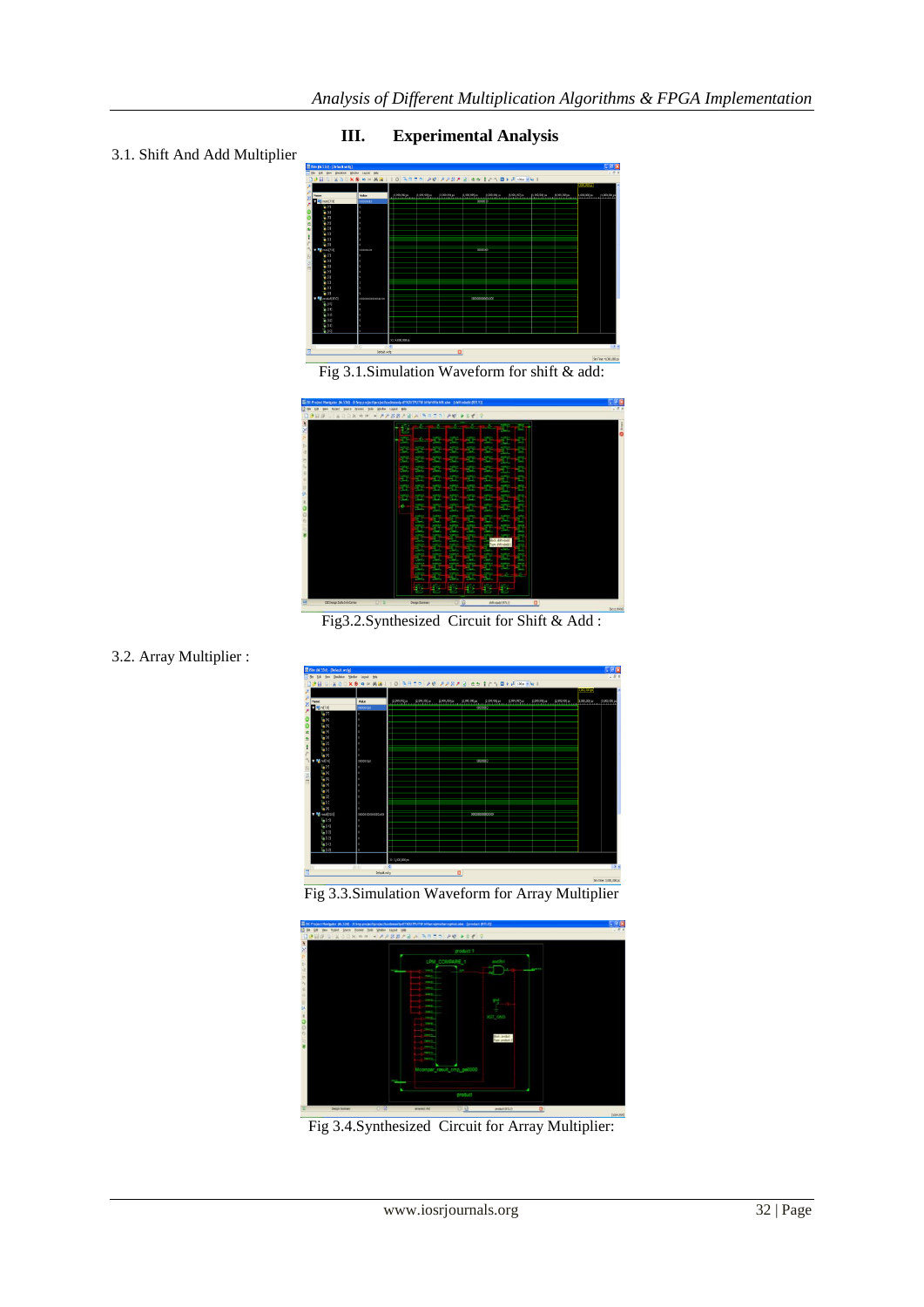# III. Experimental Analysis

3.1. Shift And Add Multiplier

Fig 3.1.Simulation Waveform for shift & add:

Fig3.2.Synthesized Circuit for Shift & Add :

3.2. Array Multiplier :

Fig 3.3.Simulation Waveform for Array Multiplier

Fig 3.4.Synthesized Circuit for Array Multiplier: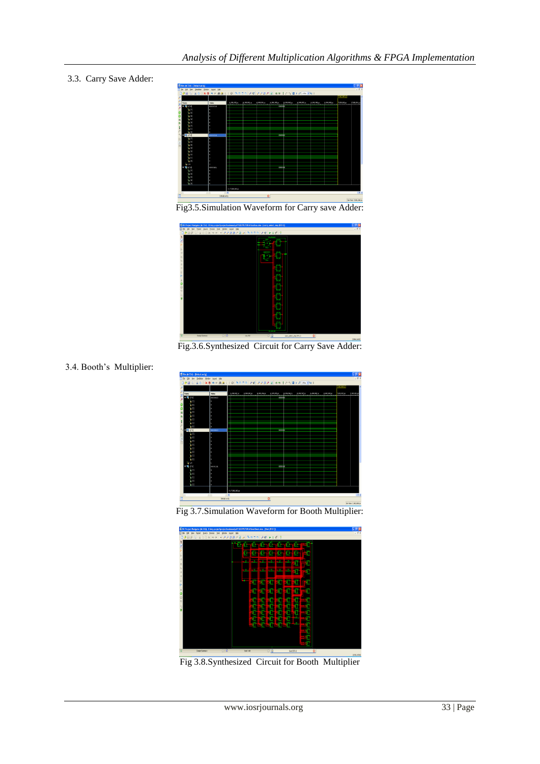### 3.3. Carry Save Adder:

Fig3.5.Simulation Waveform for Carry save Adder:

Fig.3.6.Synthesized Circuit for Carry Save Adder:

### 3.4. Booth's Multiplier:

Fig 3.7.Simulation Waveform for Booth Multiplier:

Fig 3.8.Synthesized Circuit for Booth Multiplier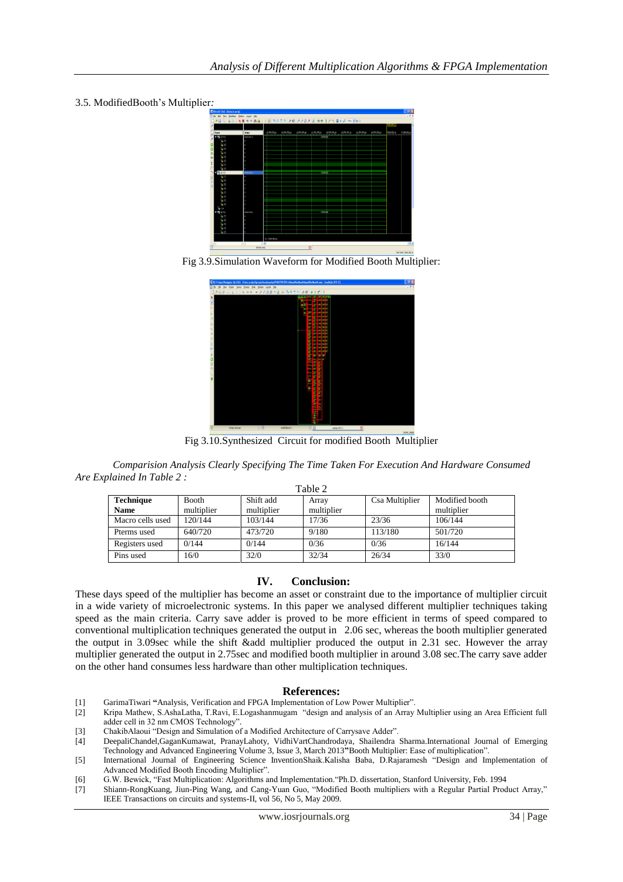3.5. ModifiedBooth's Multiplier:

Fig 3.9.Simulation Waveform for Modified Booth Multiplier:

Fig 3.10.Synthesized Circuit for modified Booth Multiplier

*Comparision Analysis Clearly Specifying The Time Taken For Execution And Hardware Consumed Are Explained In Table 2 :*

Table 2

| Technique Name | Booth multiplier | Shift add multiplier | Array multiplier | Csa Multiplier | Modified booth multiplier |
|---|---|---|---|---|---|
| Macro cells used | 120/144 | 103/144 | 17/36 | 23/36 | 106/144 |
| Pterms used | 640/720 | 473/720 | 9/180 | 113/180 | 501/720 |
| Registers used | 0/144 | 0/144 | 0/36 | 0/36 | 16/144 |
| Pins used | 16/0 | 32/0 | 32/34 | 26/34 | 33/0 |

## IV. Conclusion:

These days speed of the multiplier has become an asset or constraint due to the importance of multiplier circuit in a wide variety of microelectronic systems. In this paper we analysed different multiplier techniques taking speed as the main criteria. Carry save adder is proved to be more efficient in terms of speed compared to conventional multiplication techniques generated the output in 2.06 sec, whereas the booth multiplier generated the output in 3.09sec while the shift &add multiplier produced the output in 2.31 sec. However the array multiplier generated the output in 2.75sec and modified booth multiplier in around 3.08 sec.The carry save adder on the other hand consumes less hardware than other multiplication techniques.

## References:

[1] GarimaTiwari "Analysis, Verification and FPGA Implementation of Low Power Multiplier".
[2] Kripa Mathew, S.AshaLatha, T.Ravi, E.Logashanmugam "design and analysis of an Array Multiplier using an Area Efficient full adder cell in 32 nm CMOS Technology".
[3] ChakibAlaoui "Design and Simulation of a Modified Architecture of Carrysave Adder".
[4] DeepaliChandel,GaganKumawat, PranayLahoty, VidhiVartChandrodaya, Shailendra Sharma.International Journal of Emerging Technology and Advanced Engineering Volume 3, Issue 3, March 2013"Booth Multiplier: Ease of multiplication".
[5] International Journal of Engineering Science InventionShaik.Kalisha Baba, D.Rajaramesh "Design and Implementation of Advanced Modified Booth Encoding Multiplier".
[6] G.W. Bewick, "Fast Multiplication: Algorithms and Implementation."Ph.D. dissertation, Stanford University, Feb. 1994
[7] Shiann-RongKuang, Jiun-Ping Wang, and Cang-Yuan Guo, "Modified Booth multipliers with a Regular Partial Product Array," IEEE Transactions on circuits and systems-II, vol 56, No 5, May 2009.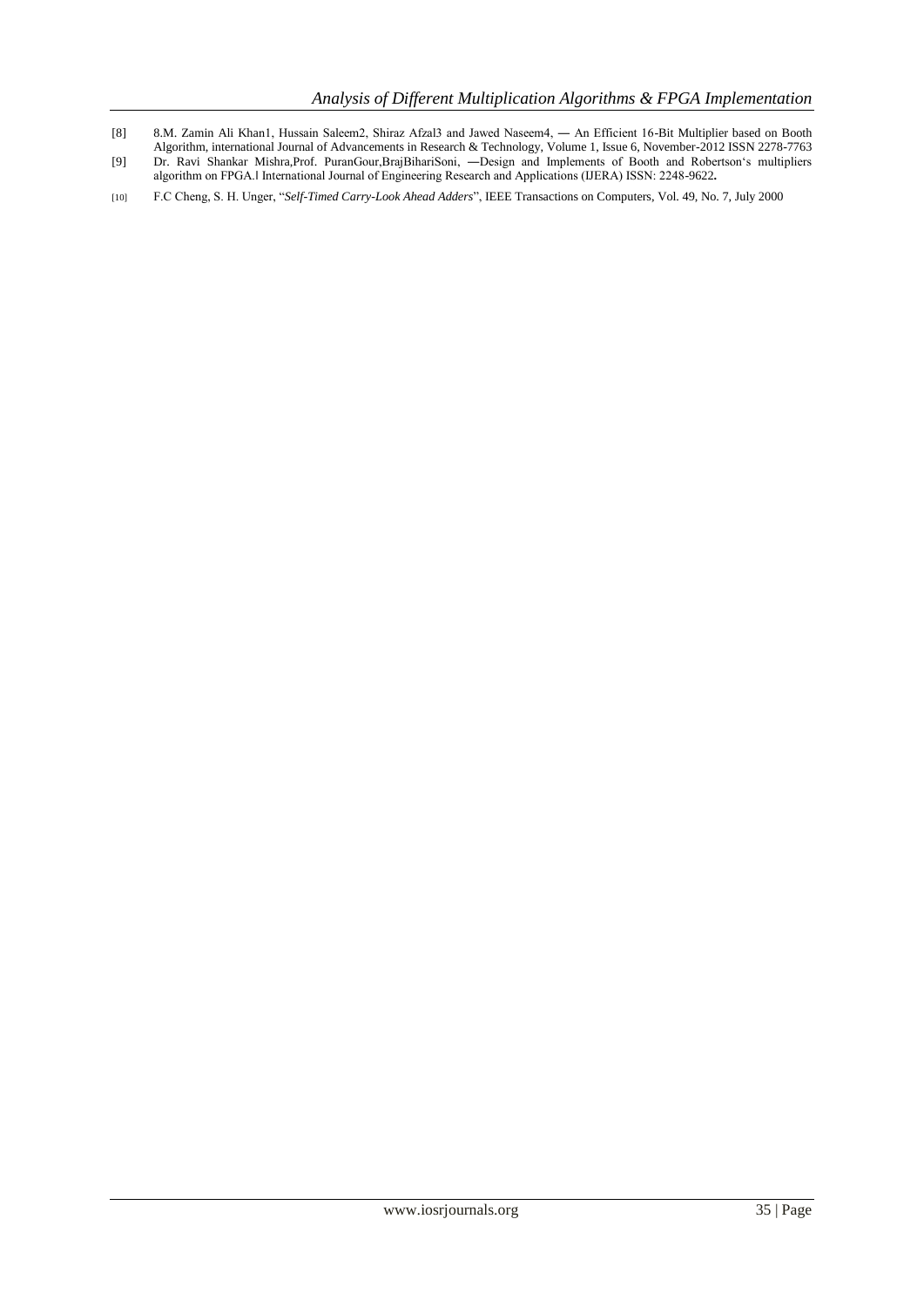[8] 8.M. Zamin Ali Khan1, Hussain Saleem2, Shiraz Afzal3 and Jawed Naseem4, ― An Efficient 16-Bit Multiplier based on Booth Algorithm, international Journal of Advancements in Research & Technology, Volume 1, Issue 6, November-2012 ISSN 2278-7763

[9] Dr. Ravi Shankar Mishra,Prof. PuranGour,BrajBihariSoni, ―Design and Implements of Booth and Robertson's multipliers algorithm on FPGA.‖ International Journal of Engineering Research and Applications (IJERA) ISSN: 2248-9622**.**

[10] F.C Cheng, S. H. Unger, "*Self-Timed Carry-Look Ahead Adders*", IEEE Transactions on Computers, Vol. 49, No. 7, July 2000